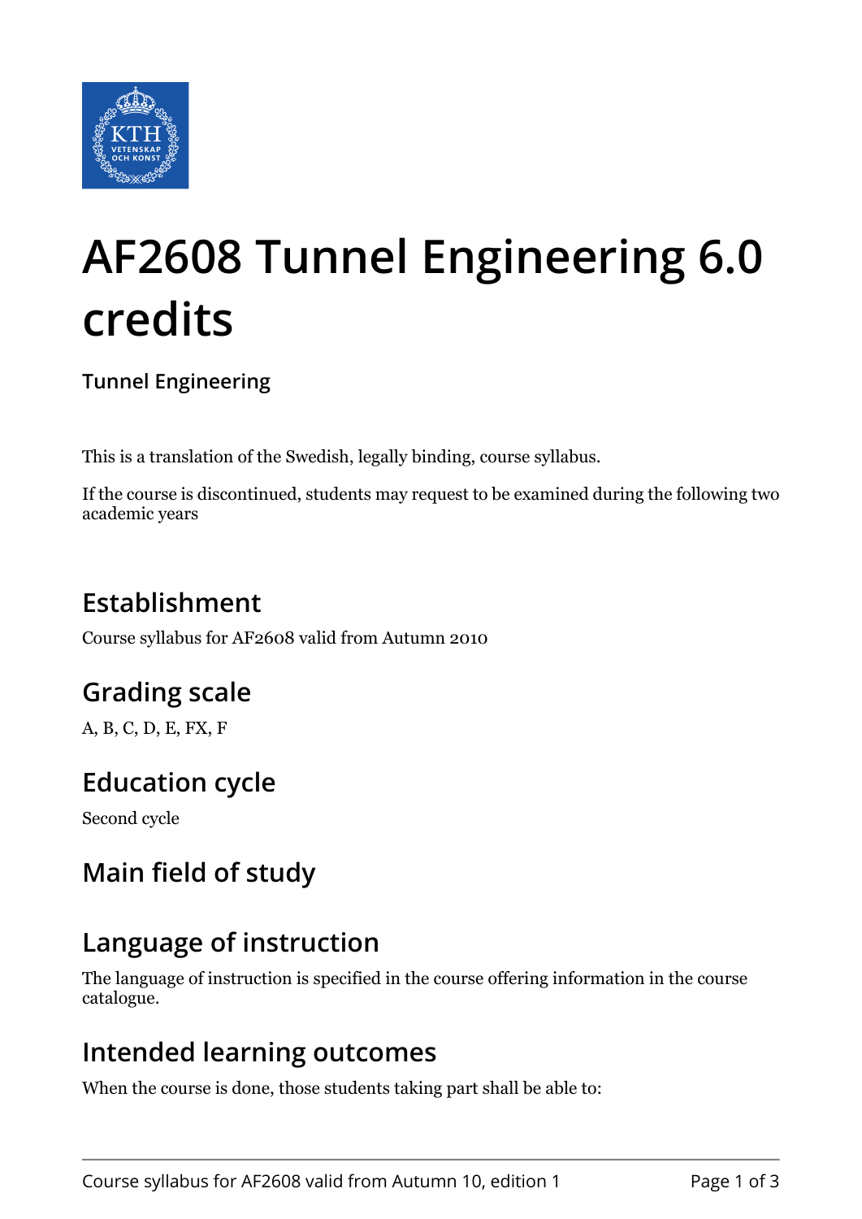# AF2608 Tunnel Engineering 6.0 credits

**Tunnel Engineering**

This is a translation of the Swedish, legally binding, course syllabus.

If the course is discontinued, students may request to be examined during the following two academic years

## Establishment

Course syllabus for AF2608 valid from Autumn 2010

## Grading scale

A, B, C, D, E, FX, F

## Education cycle

Second cycle

## Main field of study

## Language of instruction

The language of instruction is specified in the course offering information in the course catalogue.

## Intended learning outcomes

When the course is done, those students taking part shall be able to: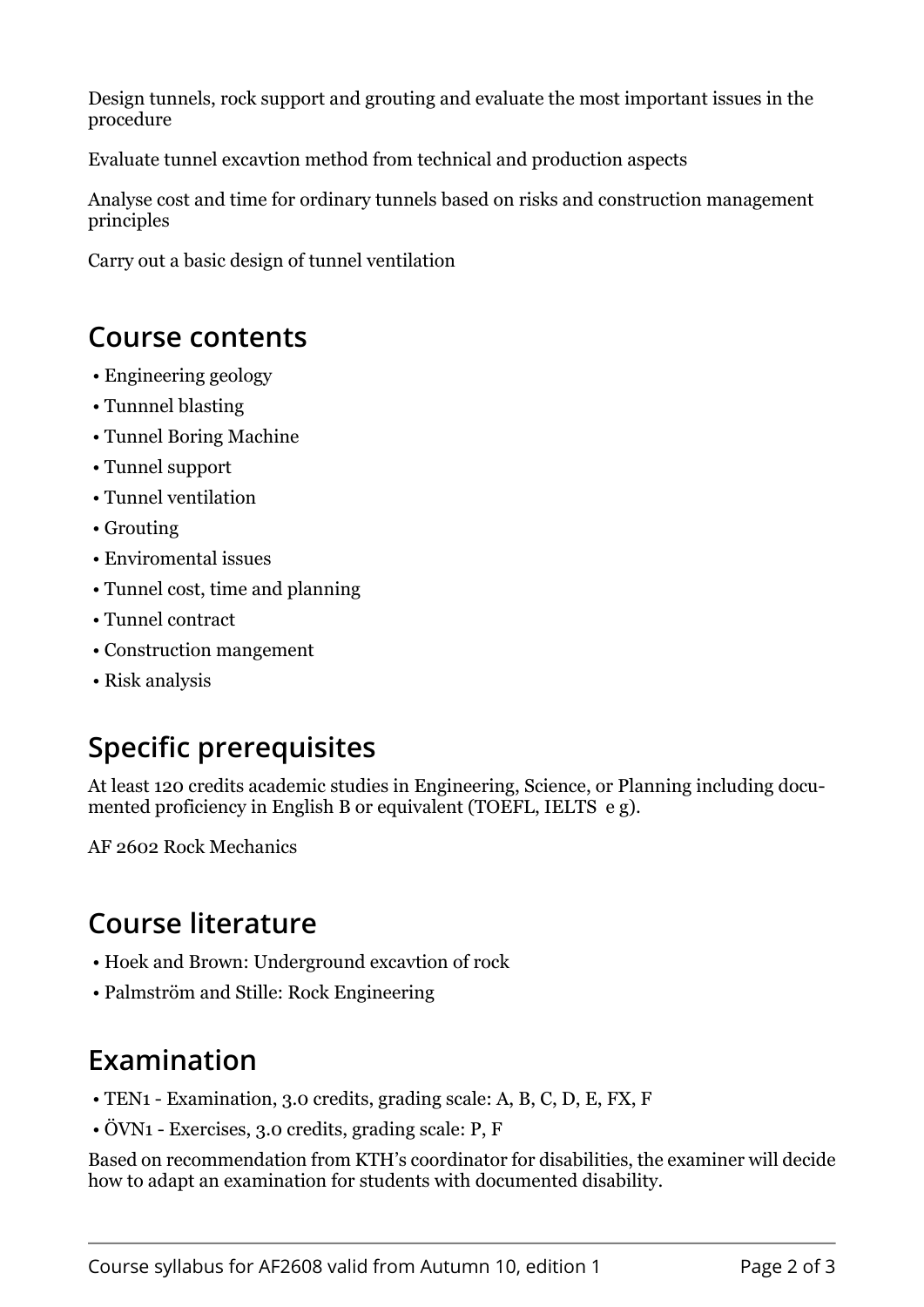Design tunnels, rock support and grouting and evaluate the most important issues in the procedure

Evaluate tunnel excavtion method from technical and production aspects

Analyse cost and time for ordinary tunnels based on risks and construction management principles

Carry out a basic design of tunnel ventilation

## Course contents

- Engineering geology
- Tunnnel blasting
- Tunnel Boring Machine
- Tunnel support
- Tunnel ventilation
- Grouting
- Enviromental issues
- Tunnel cost, time and planning
- Tunnel contract
- Construction mangement
- Risk analysis

## Specific prerequisites

At least 120 credits academic studies in Engineering, Science, or Planning including documented proficiency in English B or equivalent (TOEFL, IELTS e g).

AF 2602 Rock Mechanics

## Course literature

- Hoek and Brown: Underground excavtion of rock
- Palmström and Stille: Rock Engineering

## Examination

- TEN1 - Examination, 3.0 credits, grading scale: A, B, C, D, E, FX, F
- ÖVN1 - Exercises, 3.0 credits, grading scale: P, F

Based on recommendation from KTH's coordinator for disabilities, the examiner will decide how to adapt an examination for students with documented disability.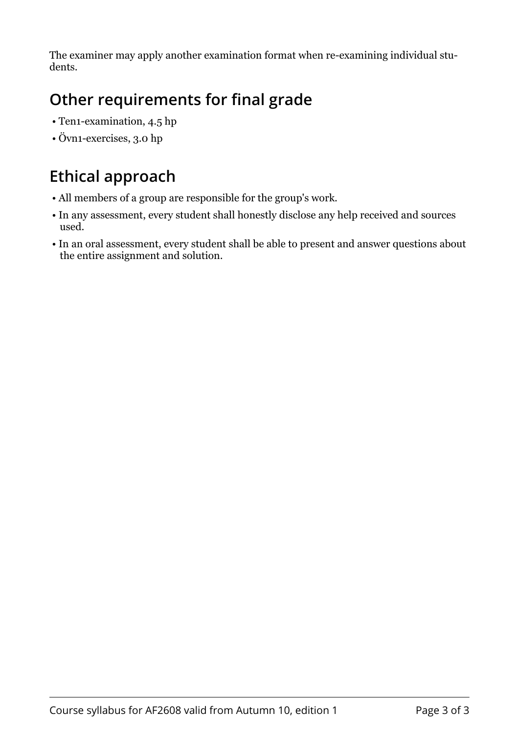The examiner may apply another examination format when re-examining individual students.

## Other requirements for final grade

- Ten1-examination, 4.5 hp
- Övn1-exercises, 3.0 hp

## Ethical approach

- All members of a group are responsible for the group's work.
- In any assessment, every student shall honestly disclose any help received and sources used.
- In an oral assessment, every student shall be able to present and answer questions about the entire assignment and solution.